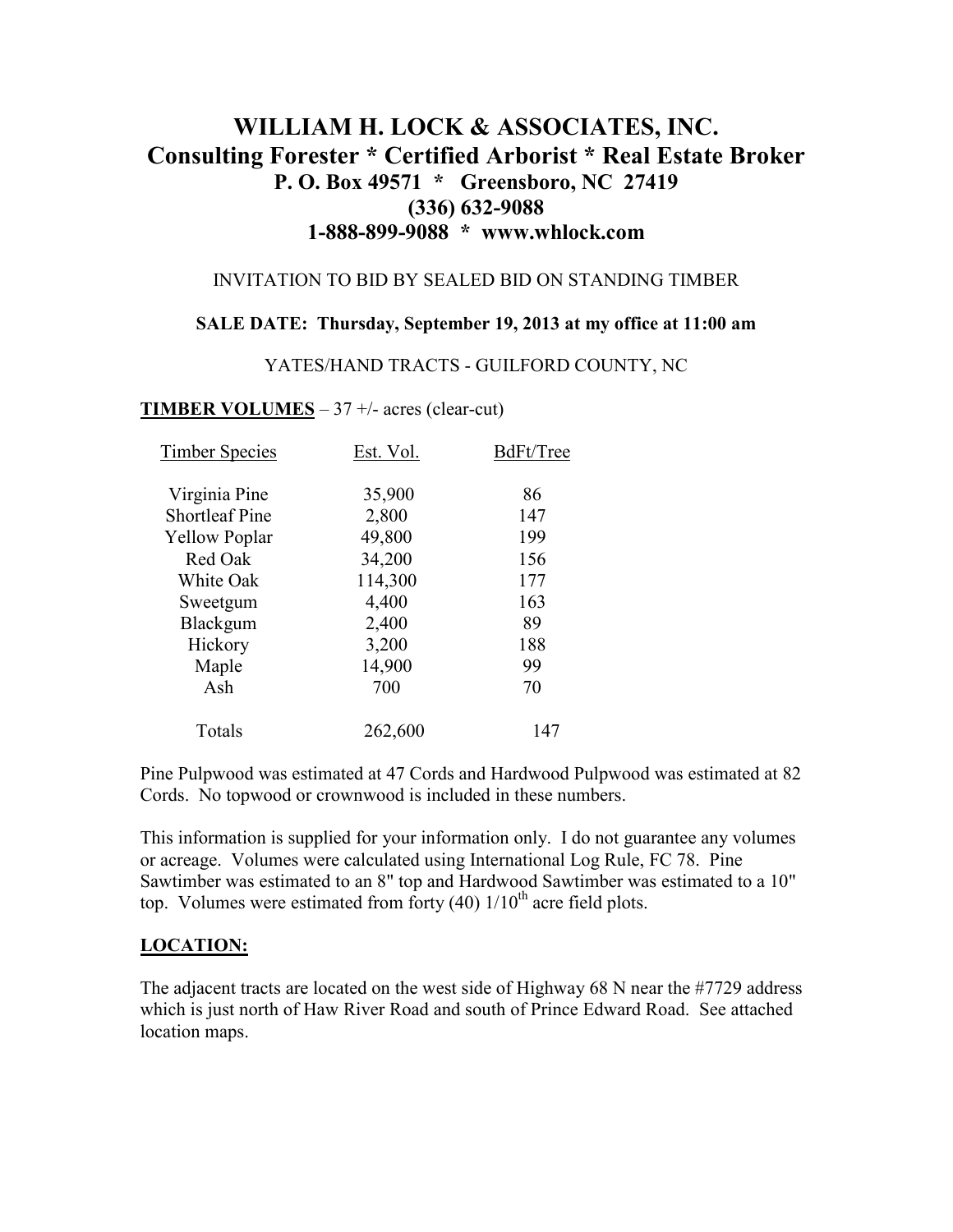# WILLIAM H. LOCK & ASSOCIATES, INC.
## Consulting Forester * Certified Arborist * Real Estate Broker
### P. O. Box 49571 * Greensboro, NC 27419
### (336) 632-9088
### 1-888-899-9088 * www.whlock.com

INVITATION TO BID BY SEALED BID ON STANDING TIMBER

**SALE DATE: Thursday, September 19, 2013 at my office at 11:00 am**

YATES/HAND TRACTS - GUILFORD COUNTY, NC

**TIMBER VOLUMES** – 37 +/- acres (clear-cut)

| Timber Species | Est. Vol. | BdFt/Tree |
|---|---|---|
| Virginia Pine | 35,900 | 86 |
| Shortleaf Pine | 2,800 | 147 |
| Yellow Poplar | 49,800 | 199 |
| Red Oak | 34,200 | 156 |
| White Oak | 114,300 | 177 |
| Sweetgum | 4,400 | 163 |
| Blackgum | 2,400 | 89 |
| Hickory | 3,200 | 188 |
| Maple | 14,900 | 99 |
| Ash | 700 | 70 |
| Totals | 262,600 | 147 |

Pine Pulpwood was estimated at 47 Cords and Hardwood Pulpwood was estimated at 82 Cords. No topwood or crownwood is included in these numbers.

This information is supplied for your information only. I do not guarantee any volumes or acreage. Volumes were calculated using International Log Rule, FC 78. Pine Sawtimber was estimated to an 8" top and Hardwood Sawtimber was estimated to a 10" top. Volumes were estimated from forty (40) 1/10th acre field plots.

**LOCATION:**

The adjacent tracts are located on the west side of Highway 68 N near the #7729 address which is just north of Haw River Road and south of Prince Edward Road. See attached location maps.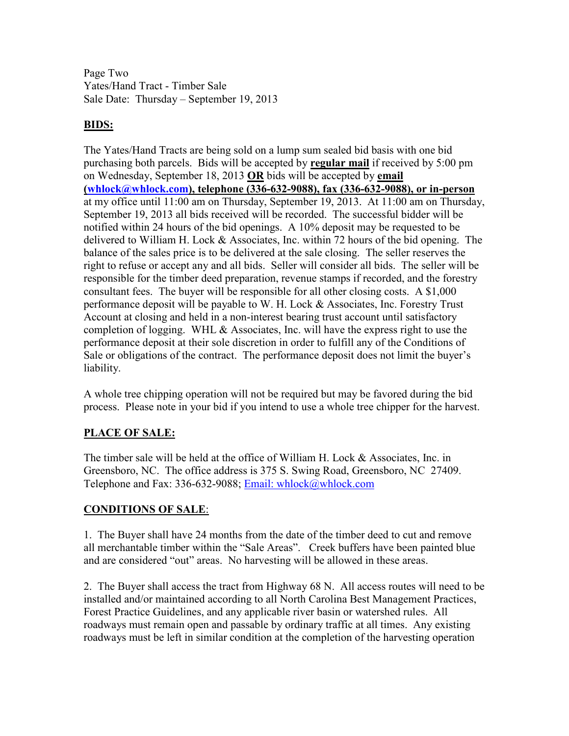Page Two
Yates/Hand Tract - Timber Sale
Sale Date: Thursday – September 19, 2013

## BIDS:

The Yates/Hand Tracts are being sold on a lump sum sealed bid basis with one bid purchasing both parcels. Bids will be accepted by **regular mail** if received by 5:00 pm on Wednesday, September 18, 2013 **OR** bids will be accepted by **email (whlock@whlock.com), telephone (336-632-9088), fax (336-632-9088), or in-person** at my office until 11:00 am on Thursday, September 19, 2013. At 11:00 am on Thursday, September 19, 2013 all bids received will be recorded. The successful bidder will be notified within 24 hours of the bid openings. A 10% deposit may be requested to be delivered to William H. Lock & Associates, Inc. within 72 hours of the bid opening. The balance of the sales price is to be delivered at the sale closing. The seller reserves the right to refuse or accept any and all bids. Seller will consider all bids. The seller will be responsible for the timber deed preparation, revenue stamps if recorded, and the forestry consultant fees. The buyer will be responsible for all other closing costs. A $1,000 performance deposit will be payable to W. H. Lock & Associates, Inc. Forestry Trust Account at closing and held in a non-interest bearing trust account until satisfactory completion of logging. WHL & Associates, Inc. will have the express right to use the performance deposit at their sole discretion in order to fulfill any of the Conditions of Sale or obligations of the contract. The performance deposit does not limit the buyer's liability.

A whole tree chipping operation will not be required but may be favored during the bid process. Please note in your bid if you intend to use a whole tree chipper for the harvest.

## PLACE OF SALE:

The timber sale will be held at the office of William H. Lock & Associates, Inc. in Greensboro, NC. The office address is 375 S. Swing Road, Greensboro, NC 27409. Telephone and Fax: 336-632-9088; Email: whlock@whlock.com

## CONDITIONS OF SALE:

1. The Buyer shall have 24 months from the date of the timber deed to cut and remove all merchantable timber within the "Sale Areas". Creek buffers have been painted blue and are considered "out" areas. No harvesting will be allowed in these areas.

2. The Buyer shall access the tract from Highway 68 N. All access routes will need to be installed and/or maintained according to all North Carolina Best Management Practices, Forest Practice Guidelines, and any applicable river basin or watershed rules. All roadways must remain open and passable by ordinary traffic at all times. Any existing roadways must be left in similar condition at the completion of the harvesting operation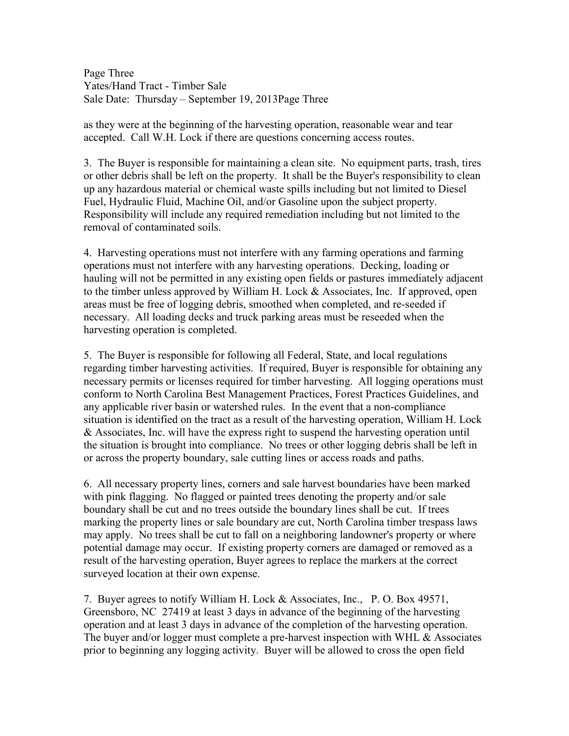as they were at the beginning of the harvesting operation, reasonable wear and tear accepted. Call W.H. Lock if there are questions concerning access routes.

3. The Buyer is responsible for maintaining a clean site. No equipment parts, trash, tires or other debris shall be left on the property. It shall be the Buyer's responsibility to clean up any hazardous material or chemical waste spills including but not limited to Diesel Fuel, Hydraulic Fluid, Machine Oil, and/or Gasoline upon the subject property. Responsibility will include any required remediation including but not limited to the removal of contaminated soils.

4. Harvesting operations must not interfere with any farming operations and farming operations must not interfere with any harvesting operations. Decking, loading or hauling will not be permitted in any existing open fields or pastures immediately adjacent to the timber unless approved by William H. Lock & Associates, Inc. If approved, open areas must be free of logging debris, smoothed when completed, and re-seeded if necessary. All loading decks and truck parking areas must be reseeded when the harvesting operation is completed.

5. The Buyer is responsible for following all Federal, State, and local regulations regarding timber harvesting activities. If required, Buyer is responsible for obtaining any necessary permits or licenses required for timber harvesting. All logging operations must conform to North Carolina Best Management Practices, Forest Practices Guidelines, and any applicable river basin or watershed rules. In the event that a non-compliance situation is identified on the tract as a result of the harvesting operation, William H. Lock & Associates, Inc. will have the express right to suspend the harvesting operation until the situation is brought into compliance. No trees or other logging debris shall be left in or across the property boundary, sale cutting lines or access roads and paths.

6. All necessary property lines, corners and sale harvest boundaries have been marked with pink flagging. No flagged or painted trees denoting the property and/or sale boundary shall be cut and no trees outside the boundary lines shall be cut. If trees marking the property lines or sale boundary are cut, North Carolina timber trespass laws may apply. No trees shall be cut to fall on a neighboring landowner's property or where potential damage may occur. If existing property corners are damaged or removed as a result of the harvesting operation, Buyer agrees to replace the markers at the correct surveyed location at their own expense.

7. Buyer agrees to notify William H. Lock & Associates, Inc., P. O. Box 49571, Greensboro, NC 27419 at least 3 days in advance of the beginning of the harvesting operation and at least 3 days in advance of the completion of the harvesting operation. The buyer and/or logger must complete a pre-harvest inspection with WHL & Associates prior to beginning any logging activity. Buyer will be allowed to cross the open field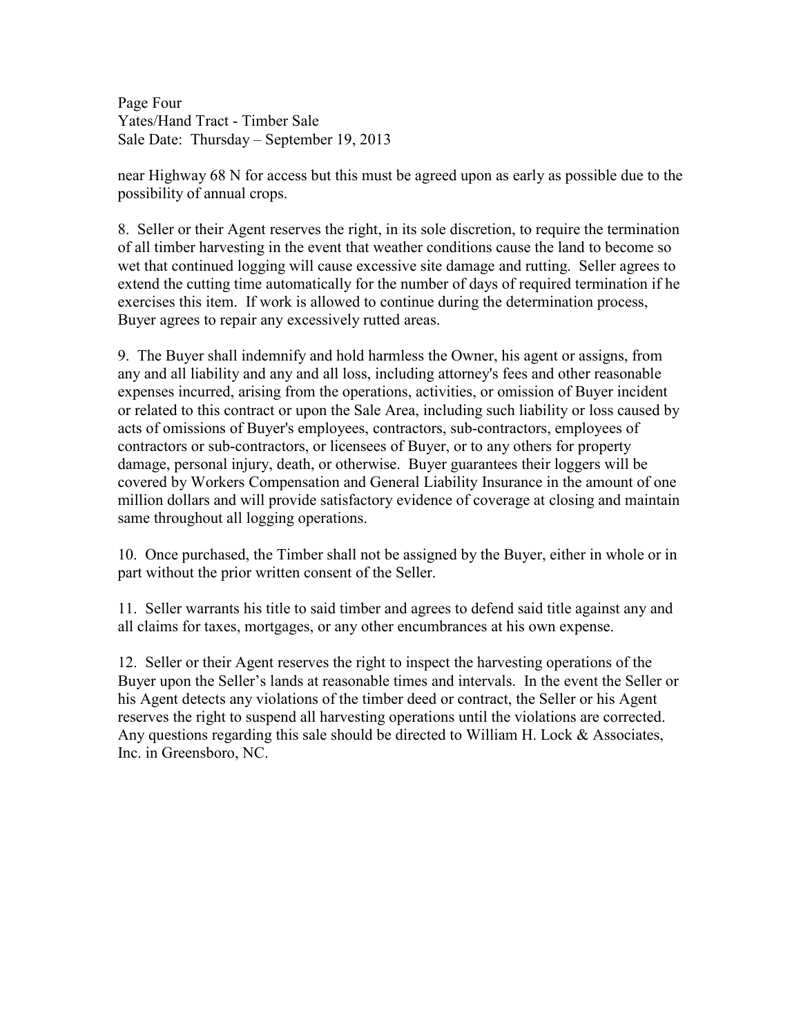near Highway 68 N for access but this must be agreed upon as early as possible due to the possibility of annual crops.

8. Seller or their Agent reserves the right, in its sole discretion, to require the termination of all timber harvesting in the event that weather conditions cause the land to become so wet that continued logging will cause excessive site damage and rutting. Seller agrees to extend the cutting time automatically for the number of days of required termination if he exercises this item. If work is allowed to continue during the determination process, Buyer agrees to repair any excessively rutted areas.

9. The Buyer shall indemnify and hold harmless the Owner, his agent or assigns, from any and all liability and any and all loss, including attorney's fees and other reasonable expenses incurred, arising from the operations, activities, or omission of Buyer incident or related to this contract or upon the Sale Area, including such liability or loss caused by acts of omissions of Buyer's employees, contractors, sub-contractors, employees of contractors or sub-contractors, or licensees of Buyer, or to any others for property damage, personal injury, death, or otherwise. Buyer guarantees their loggers will be covered by Workers Compensation and General Liability Insurance in the amount of one million dollars and will provide satisfactory evidence of coverage at closing and maintain same throughout all logging operations.

10. Once purchased, the Timber shall not be assigned by the Buyer, either in whole or in part without the prior written consent of the Seller.

11. Seller warrants his title to said timber and agrees to defend said title against any and all claims for taxes, mortgages, or any other encumbrances at his own expense.

12. Seller or their Agent reserves the right to inspect the harvesting operations of the Buyer upon the Seller's lands at reasonable times and intervals. In the event the Seller or his Agent detects any violations of the timber deed or contract, the Seller or his Agent reserves the right to suspend all harvesting operations until the violations are corrected. Any questions regarding this sale should be directed to William H. Lock & Associates, Inc. in Greensboro, NC.